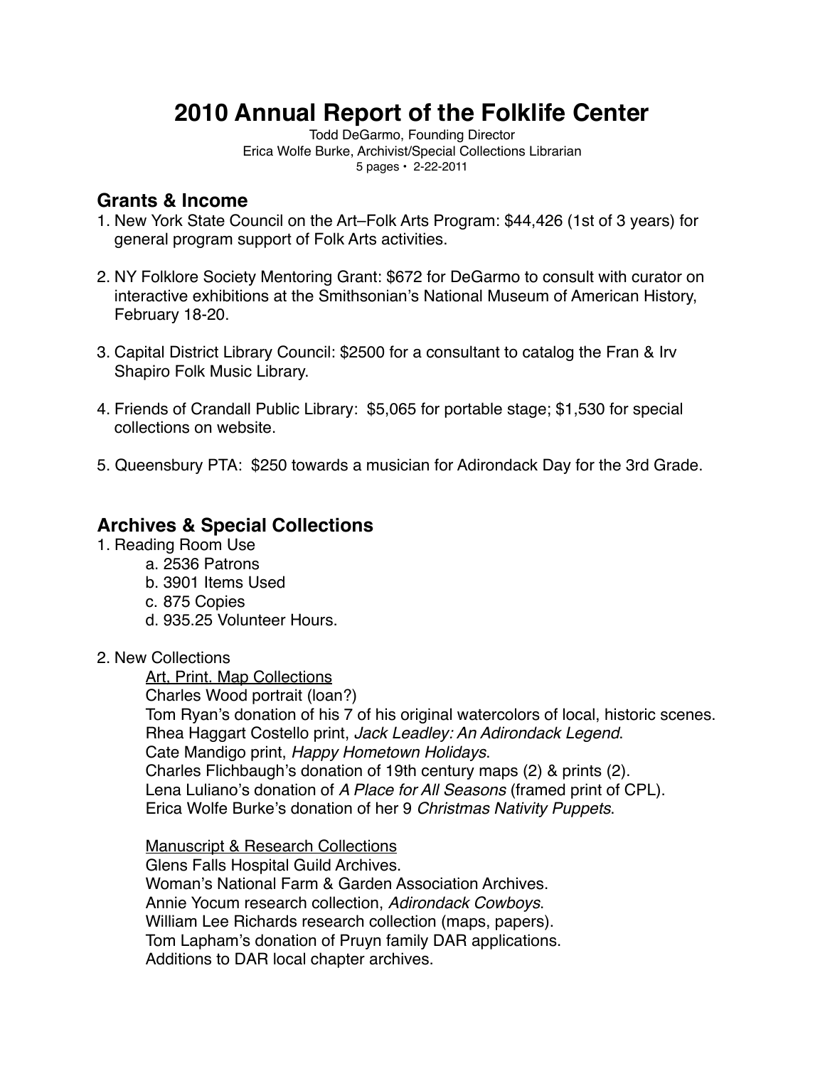# 2010 Annual Report of the Folklife Center

Todd DeGarmo, Founding Director
Erica Wolfe Burke, Archivist/Special Collections Librarian
5 pages • 2-22-2011

## Grants & Income

1. New York State Council on the Art–Folk Arts Program: $44,426 (1st of 3 years) for general program support of Folk Arts activities.

2. NY Folklore Society Mentoring Grant: $672 for DeGarmo to consult with curator on interactive exhibitions at the Smithsonian's National Museum of American History, February 18-20.

3. Capital District Library Council: $2500 for a consultant to catalog the Fran & Irv Shapiro Folk Music Library.

4. Friends of Crandall Public Library: $5,065 for portable stage; $1,530 for special collections on website.

5. Queensbury PTA: $250 towards a musician for Adirondack Day for the 3rd Grade.

## Archives & Special Collections

1. Reading Room Use
   a. 2536 Patrons
   b. 3901 Items Used
   c. 875 Copies
   d. 935.25 Volunteer Hours.

2. New Collections

   <u>Art, Print, Map Collections</u>
   Charles Wood portrait (loan?)
   Tom Ryan's donation of his 7 of his original watercolors of local, historic scenes.
   Rhea Haggart Costello print, *Jack Leadley: An Adirondack Legend*.
   Cate Mandigo print, *Happy Hometown Holidays*.
   Charles Flichbaugh's donation of 19th century maps (2) & prints (2).
   Lena Luliano's donation of *A Place for All Seasons* (framed print of CPL).
   Erica Wolfe Burke's donation of her 9 *Christmas Nativity Puppets*.

   <u>Manuscript & Research Collections</u>
   Glens Falls Hospital Guild Archives.
   Woman's National Farm & Garden Association Archives.
   Annie Yocum research collection, *Adirondack Cowboys*.
   William Lee Richards research collection (maps, papers).
   Tom Lapham's donation of Pruyn family DAR applications.
   Additions to DAR local chapter archives.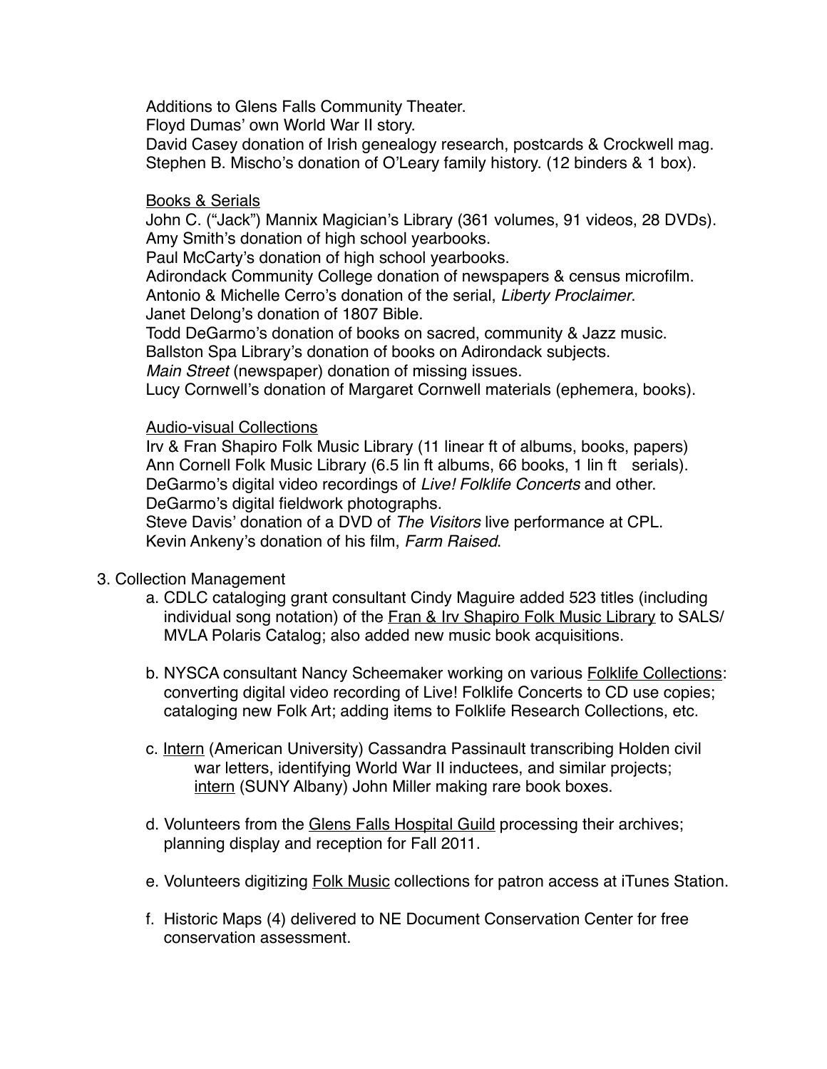Additions to Glens Falls Community Theater.
Floyd Dumas' own World War II story.
David Casey donation of Irish genealogy research, postcards & Crockwell mag.
Stephen B. Mischo's donation of O'Leary family history. (12 binders & 1 box).

<u>Books & Serials</u>
John C. ("Jack") Mannix Magician's Library (361 volumes, 91 videos, 28 DVDs).
Amy Smith's donation of high school yearbooks.
Paul McCarty's donation of high school yearbooks.
Adirondack Community College donation of newspapers & census microfilm.
Antonio & Michelle Cerro's donation of the serial, *Liberty Proclaimer*.
Janet Delong's donation of 1807 Bible.
Todd DeGarmo's donation of books on sacred, community & Jazz music.
Ballston Spa Library's donation of books on Adirondack subjects.
*Main Street* (newspaper) donation of missing issues.
Lucy Cornwell's donation of Margaret Cornwell materials (ephemera, books).

<u>Audio-visual Collections</u>
Irv & Fran Shapiro Folk Music Library (11 linear ft of albums, books, papers)
Ann Cornell Folk Music Library (6.5 lin ft albums, 66 books, 1 lin ft serials).
DeGarmo's digital video recordings of *Live! Folklife Concerts* and other.
DeGarmo's digital fieldwork photographs.
Steve Davis' donation of a DVD of *The Visitors* live performance at CPL.
Kevin Ankeny's donation of his film, *Farm Raised*.

3. Collection Management
   a. CDLC cataloging grant consultant Cindy Maguire added 523 titles (including individual song notation) of the <u>Fran & Irv Shapiro Folk Music Library</u> to SALS/MVLA Polaris Catalog; also added new music book acquisitions.

   b. NYSCA consultant Nancy Scheemaker working on various <u>Folklife Collections</u>: converting digital video recording of Live! Folklife Concerts to CD use copies; cataloging new Folk Art; adding items to Folklife Research Collections, etc.

   c. <u>Intern</u> (American University) Cassandra Passinault transcribing Holden civil war letters, identifying World War II inductees, and similar projects; <u>intern</u> (SUNY Albany) John Miller making rare book boxes.

   d. Volunteers from the <u>Glens Falls Hospital Guild</u> processing their archives; planning display and reception for Fall 2011.

   e. Volunteers digitizing <u>Folk Music</u> collections for patron access at iTunes Station.

   f. Historic Maps (4) delivered to NE Document Conservation Center for free conservation assessment.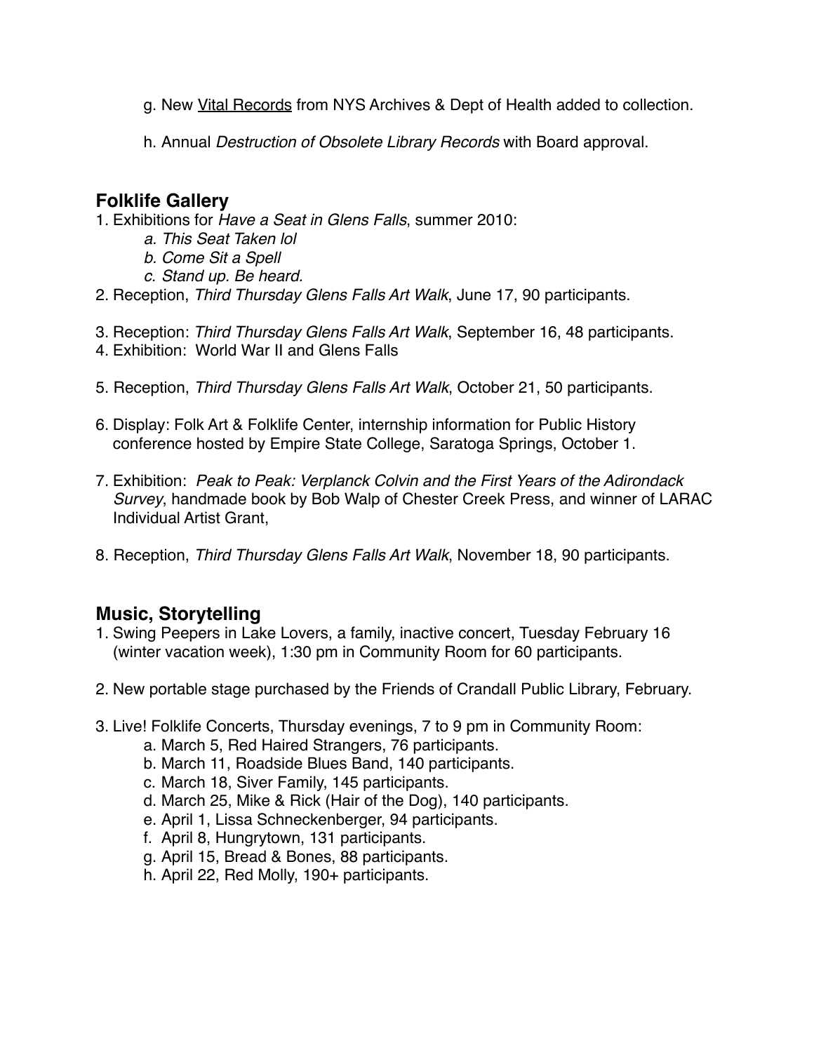g. New Vital Records from NYS Archives & Dept of Health added to collection.

h. Annual *Destruction of Obsolete Library Records* with Board approval.

## Folklife Gallery

1. Exhibitions for *Have a Seat in Glens Falls*, summer 2010:
   *a. This Seat Taken lol*
   *b. Come Sit a Spell*
   *c. Stand up. Be heard.*
2. Reception, *Third Thursday Glens Falls Art Walk*, June 17, 90 participants.

3. Reception: *Third Thursday Glens Falls Art Walk*, September 16, 48 participants.
4. Exhibition: World War II and Glens Falls

5. Reception, *Third Thursday Glens Falls Art Walk*, October 21, 50 participants.

6. Display: Folk Art & Folklife Center, internship information for Public History conference hosted by Empire State College, Saratoga Springs, October 1.

7. Exhibition: *Peak to Peak: Verplanck Colvin and the First Years of the Adirondack Survey*, handmade book by Bob Walp of Chester Creek Press, and winner of LARAC Individual Artist Grant,

8. Reception, *Third Thursday Glens Falls Art Walk*, November 18, 90 participants.

## Music, Storytelling

1. Swing Peepers in Lake Lovers, a family, inactive concert, Tuesday February 16 (winter vacation week), 1:30 pm in Community Room for 60 participants.

2. New portable stage purchased by the Friends of Crandall Public Library, February.

3. Live! Folklife Concerts, Thursday evenings, 7 to 9 pm in Community Room:
   a. March 5, Red Haired Strangers, 76 participants.
   b. March 11, Roadside Blues Band, 140 participants.
   c. March 18, Siver Family, 145 participants.
   d. March 25, Mike & Rick (Hair of the Dog), 140 participants.
   e. April 1, Lissa Schneckenberger, 94 participants.
   f. April 8, Hungrytown, 131 participants.
   g. April 15, Bread & Bones, 88 participants.
   h. April 22, Red Molly, 190+ participants.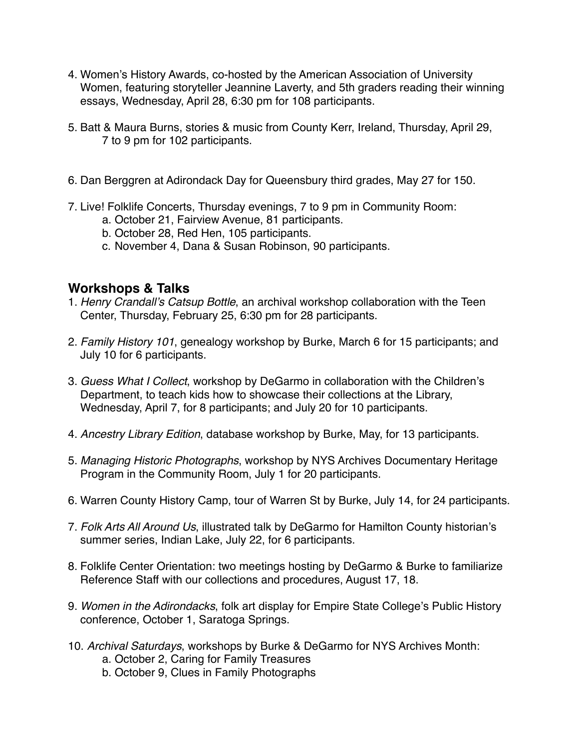4. Women's History Awards, co-hosted by the American Association of University Women, featuring storyteller Jeannine Laverty, and 5th graders reading their winning essays, Wednesday, April 28, 6:30 pm for 108 participants.

5. Batt & Maura Burns, stories & music from County Kerr, Ireland, Thursday, April 29, 7 to 9 pm for 102 participants.

6. Dan Berggren at Adirondack Day for Queensbury third grades, May 27 for 150.

7. Live! Folklife Concerts, Thursday evenings, 7 to 9 pm in Community Room:
   a. October 21, Fairview Avenue, 81 participants.
   b. October 28, Red Hen, 105 participants.
   c. November 4, Dana & Susan Robinson, 90 participants.

## Workshops & Talks

1. *Henry Crandall's Catsup Bottle*, an archival workshop collaboration with the Teen Center, Thursday, February 25, 6:30 pm for 28 participants.

2. *Family History 101*, genealogy workshop by Burke, March 6 for 15 participants; and July 10 for 6 participants.

3. *Guess What I Collect*, workshop by DeGarmo in collaboration with the Children's Department, to teach kids how to showcase their collections at the Library, Wednesday, April 7, for 8 participants; and July 20 for 10 participants.

4. *Ancestry Library Edition*, database workshop by Burke, May, for 13 participants.

5. *Managing Historic Photographs*, workshop by NYS Archives Documentary Heritage Program in the Community Room, July 1 for 20 participants.

6. Warren County History Camp, tour of Warren St by Burke, July 14, for 24 participants.

7. *Folk Arts All Around Us*, illustrated talk by DeGarmo for Hamilton County historian's summer series, Indian Lake, July 22, for 6 participants.

8. Folklife Center Orientation: two meetings hosting by DeGarmo & Burke to familiarize Reference Staff with our collections and procedures, August 17, 18.

9. *Women in the Adirondacks*, folk art display for Empire State College's Public History conference, October 1, Saratoga Springs.

10. *Archival Saturdays*, workshops by Burke & DeGarmo for NYS Archives Month:
    a. October 2, Caring for Family Treasures
    b. October 9, Clues in Family Photographs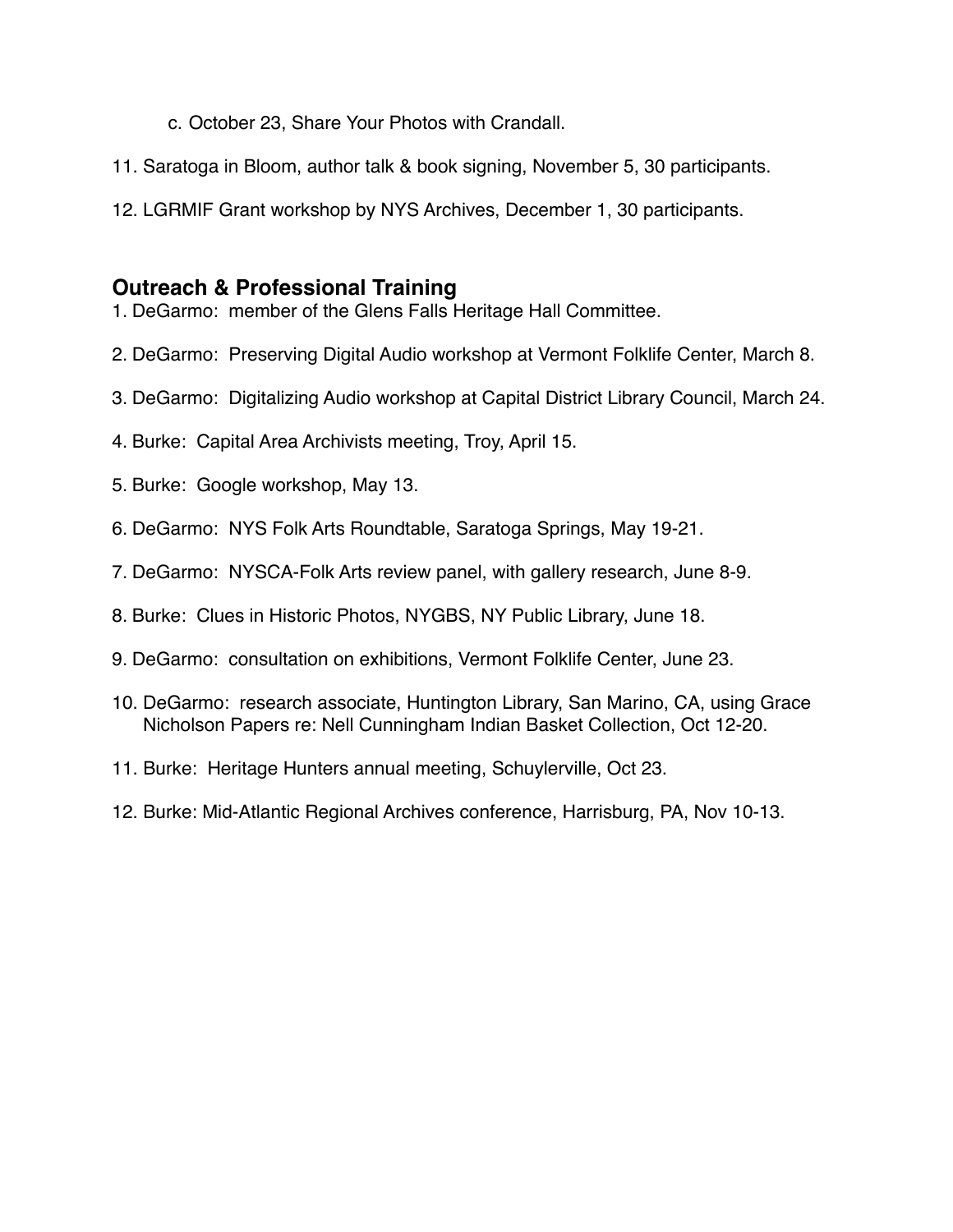c. October 23, Share Your Photos with Crandall.

11. Saratoga in Bloom, author talk & book signing, November 5, 30 participants.

12. LGRMIF Grant workshop by NYS Archives, December 1, 30 participants.

## Outreach & Professional Training

1. DeGarmo: member of the Glens Falls Heritage Hall Committee.

2. DeGarmo: Preserving Digital Audio workshop at Vermont Folklife Center, March 8.

3. DeGarmo: Digitalizing Audio workshop at Capital District Library Council, March 24.

4. Burke: Capital Area Archivists meeting, Troy, April 15.

5. Burke: Google workshop, May 13.

6. DeGarmo: NYS Folk Arts Roundtable, Saratoga Springs, May 19-21.

7. DeGarmo: NYSCA-Folk Arts review panel, with gallery research, June 8-9.

8. Burke: Clues in Historic Photos, NYGBS, NY Public Library, June 18.

9. DeGarmo: consultation on exhibitions, Vermont Folklife Center, June 23.

10. DeGarmo: research associate, Huntington Library, San Marino, CA, using Grace Nicholson Papers re: Nell Cunningham Indian Basket Collection, Oct 12-20.

11. Burke: Heritage Hunters annual meeting, Schuylerville, Oct 23.

12. Burke: Mid-Atlantic Regional Archives conference, Harrisburg, PA, Nov 10-13.